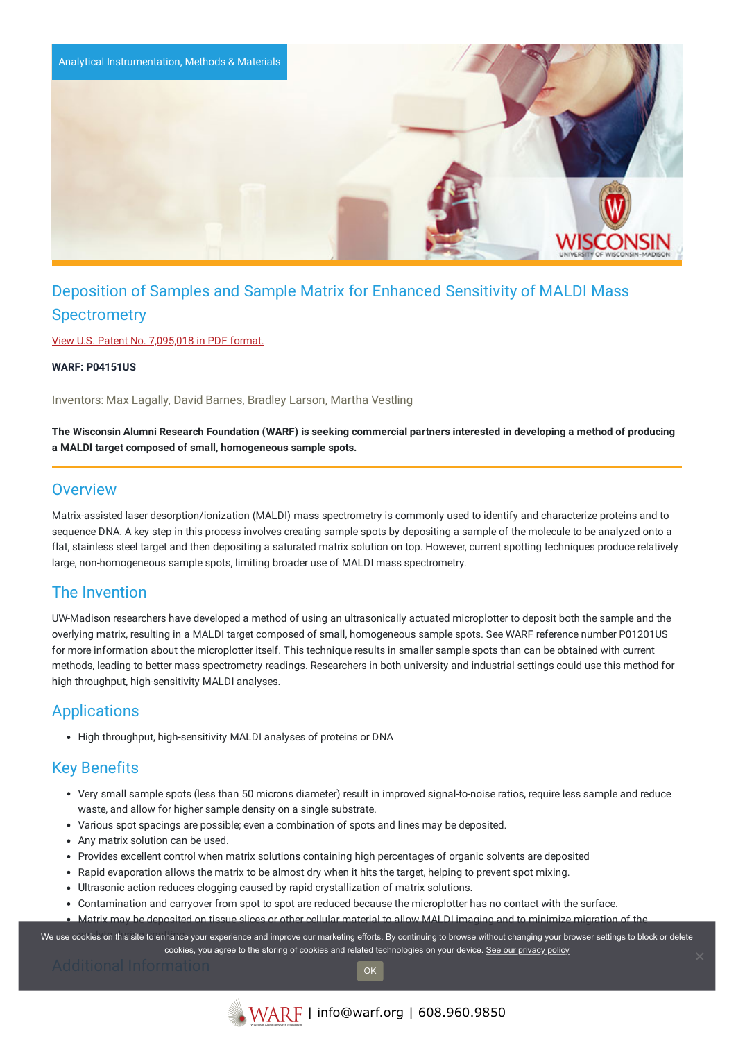Analytical Instrumentation, Methods & Materials

# Deposition of Samples and Sample Matrix for Enhanced Sensitivity of MALDI Mass Spectrometry

View U.S. Patent No. 7,095,018 in PDF format.

**WARF: P04151US**

Inventors: Max Lagally, David Barnes, Bradley Larson, Martha Vestling

**The Wisconsin Alumni Research Foundation (WARF) is seeking commercial partners interested in developing a method of producing a MALDI target composed of small, homogeneous sample spots.**

## Overview

Matrix-assisted laser desorption/ionization (MALDI) mass spectrometry is commonly used to identify and characterize proteins and to sequence DNA. A key step in this process involves creating sample spots by depositing a sample of the molecule to be analyzed onto a flat, stainless steel target and then depositing a saturated matrix solution on top. However, current spotting techniques produce relatively large, non-homogeneous sample spots, limiting broader use of MALDI mass spectrometry.

## The Invention

UW-Madison researchers have developed a method of using an ultrasonically actuated microplotter to deposit both the sample and the overlying matrix, resulting in a MALDI target composed of small, homogeneous sample spots. See WARF reference number P01201US for more information about the microplotter itself. This technique results in smaller sample spots than can be obtained with current methods, leading to better mass spectrometry readings. Researchers in both university and industrial settings could use this method for high throughput, high-sensitivity MALDI analyses.

## Applications

- High throughput, high-sensitivity MALDI analyses of proteins or DNA

## Key Benefits

- Very small sample spots (less than 50 microns diameter) result in improved signal-to-noise ratios, require less sample and reduce waste, and allow for higher sample density on a single substrate.
- Various spot spacings are possible; even a combination of spots and lines may be deposited.
- Any matrix solution can be used.
- Provides excellent control when matrix solutions containing high percentages of organic solvents are deposited
- Rapid evaporation allows the matrix to be almost dry when it hits the target, helping to prevent spot mixing.
- Ultrasonic action reduces clogging caused by rapid crystallization of matrix solutions.
- Contamination and carryover from spot to spot are reduced because the microplotter has no contact with the surface.
- Matrix may be deposited on tissue slices or other cellular material to allow MALDI imaging and to minimize migration of the

## Additional Information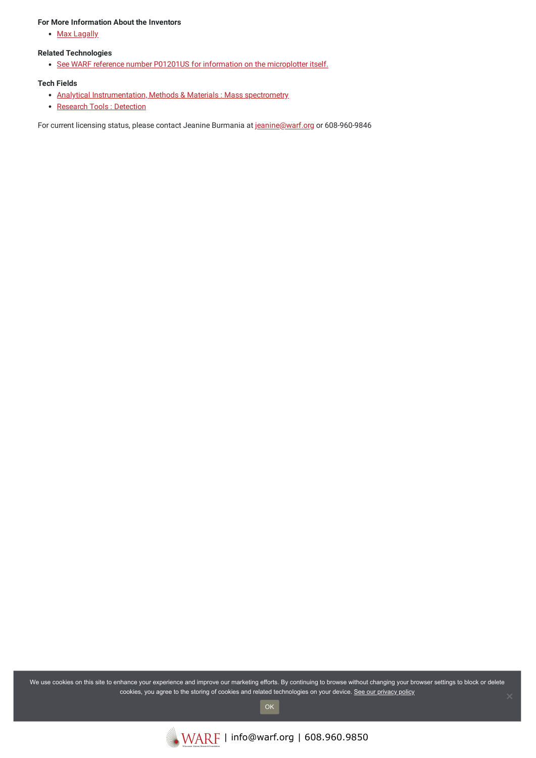**For More Information About the Inventors**

- Max Lagally

**Related Technologies**

- See WARF reference number P01201US for information on the microplotter itself.

**Tech Fields**

- Analytical Instrumentation, Methods & Materials : Mass spectrometry
- Research Tools : Detection

For current licensing status, please contact Jeanine Burmania at jeanine@warf.org or 608-960-9846